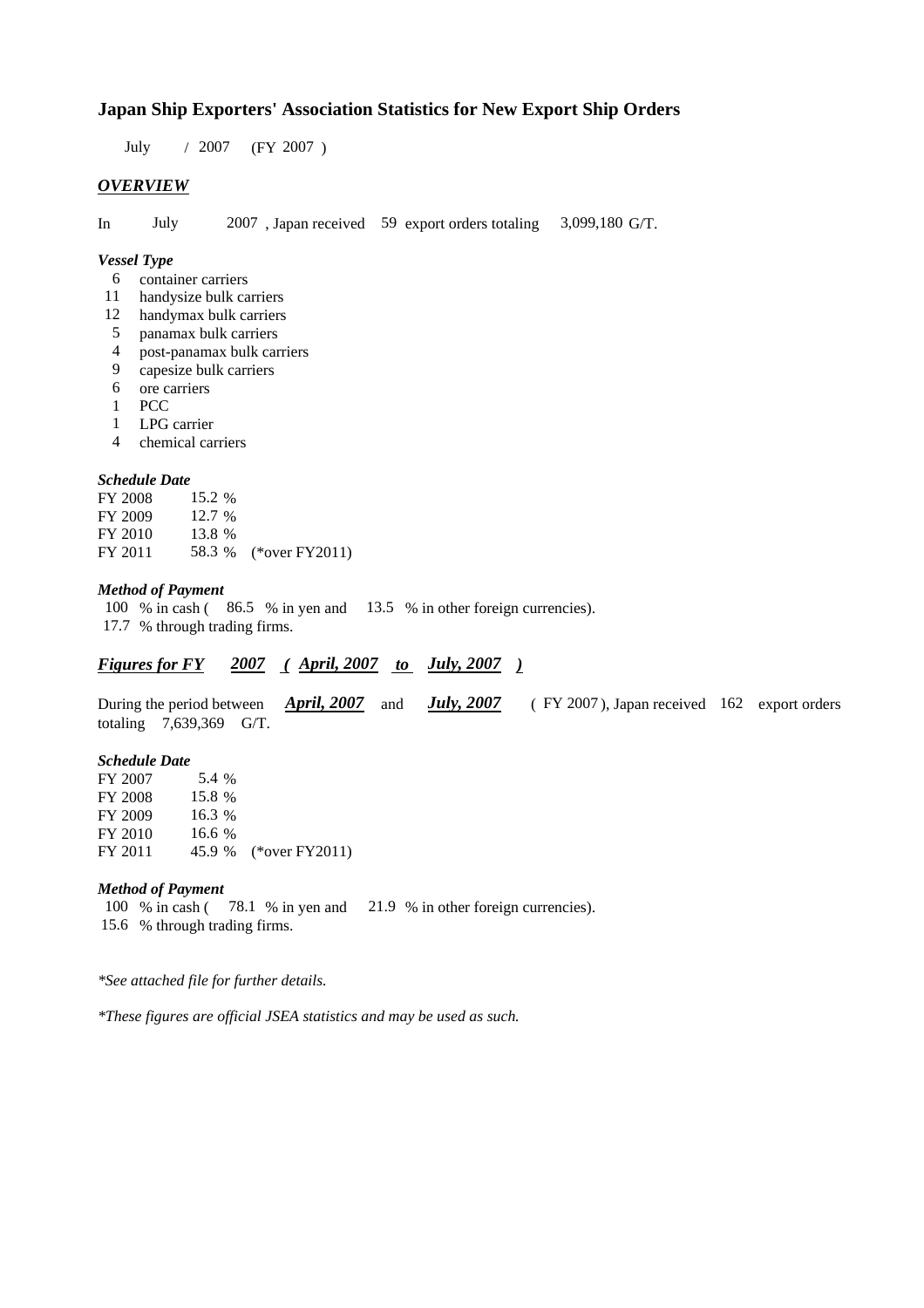# Japan Ship Exporters' Association Statistics for New Export Ship Orders

July / 2007 (FY 2007 )

## *OVERVIEW*

In July 2007 , Japan received 59 export orders totaling 3,099,180 G/T.

### *Vessel Type*

- 6 container carriers
- 11 handysize bulk carriers
- 12 handymax bulk carriers
- 5 panamax bulk carriers
- 4 post-panamax bulk carriers
- 9 capesize bulk carriers
- 6 ore carriers
- 1 PCC
- 1 LPG carrier
- 4 chemical carriers

### *Schedule Date*

| | | |
|---|---|---|
| FY 2008 | 15.2 % | |
| FY 2009 | 12.7 % | |
| FY 2010 | 13.8 % | |
| FY 2011 | 58.3 % | (*over FY2011) |

### *Method of Payment*

100 % in cash ( 86.5 % in yen and 13.5 % in other foreign currencies).
17.7 % through trading firms.

## *Figures for FY 2007 ( April, 2007 to July, 2007 )*

During the period between ***April, 2007*** and ***July, 2007*** ( FY 2007 ), Japan received 162 export orders totaling 7,639,369 G/T.

### *Schedule Date*

| | | |
|---|---|---|
| FY 2007 | 5.4 % | |
| FY 2008 | 15.8 % | |
| FY 2009 | 16.3 % | |
| FY 2010 | 16.6 % | |
| FY 2011 | 45.9 % | (*over FY2011) |

### *Method of Payment*

100 % in cash ( 78.1 % in yen and 21.9 % in other foreign currencies).
15.6 % through trading firms.

*\*See attached file for further details.*

*\*These figures are official JSEA statistics and may be used as such.*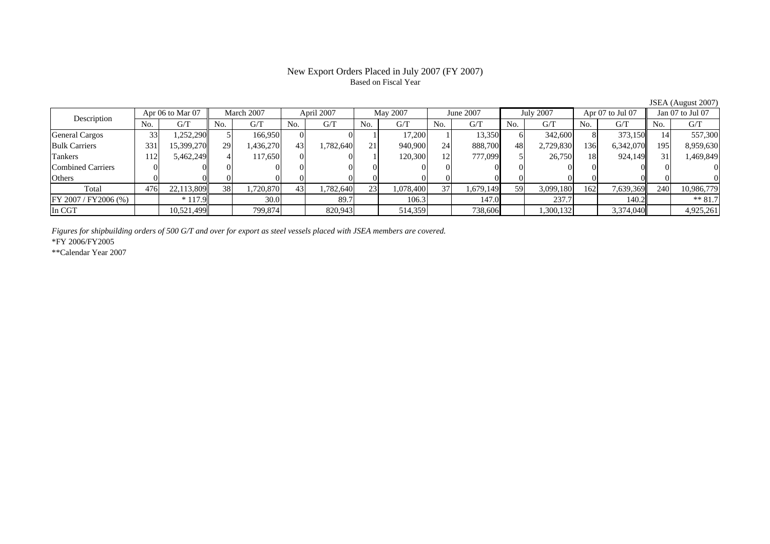# New Export Orders Placed in July 2007 (FY 2007)

Based on Fiscal Year

JSEA (August 2007)

| Description | Apr 06 to Mar 07 | | March 2007 | | April 2007 | | May 2007 | | June 2007 | | July 2007 | | Apr 07 to Jul 07 | | Jan 07 to Jul 07 | |
|---|---|---|---|---|---|---|---|---|---|---|---|---|---|---|---|---|
| | No. | G/T | No. | G/T | No. | G/T | No. | G/T | No. | G/T | No. | G/T | No. | G/T | No. | G/T |
| General Cargos | 33 | 1,252,290 | 5 | 166,950 | 0 | 0 | 1 | 17,200 | 1 | 13,350 | 6 | 342,600 | 8 | 373,150 | 14 | 557,300 |
| Bulk Carriers | 331 | 15,399,270 | 29 | 1,436,270 | 43 | 1,782,640 | 21 | 940,900 | 24 | 888,700 | 48 | 2,729,830 | 136 | 6,342,070 | 195 | 8,959,630 |
| Tankers | 112 | 5,462,249 | 4 | 117,650 | 0 | 0 | 1 | 120,300 | 12 | 777,099 | 5 | 26,750 | 18 | 924,149 | 31 | 1,469,849 |
| Combined Carriers | 0 | 0 | 0 | 0 | 0 | 0 | 0 | 0 | 0 | 0 | 0 | 0 | 0 | 0 | 0 | 0 |
| Others | 0 | 0 | 0 | 0 | 0 | 0 | 0 | 0 | 0 | 0 | 0 | 0 | 0 | 0 | 0 | 0 |
| Total | 476 | 22,113,809 | 38 | 1,720,870 | 43 | 1,782,640 | 23 | 1,078,400 | 37 | 1,679,149 | 59 | 3,099,180 | 162 | 7,639,369 | 240 | 10,986,779 |
| FY 2007 / FY2006 (%) | | * 117.9 | | 30.0 | | 89.7 | | 106.3 | | 147.0 | | 237.7 | | 140.2 | | ** 81.7 |
| In CGT | | 10,521,499 | | 799,874 | | 820,943 | | 514,359 | | 738,606 | | 1,300,132 | | 3,374,040 | | 4,925,261 |

*Figures for shipbuilding orders of 500 G/T and over for export as steel vessels placed with JSEA members are covered.*

*FY 2006/FY2005

**Calendar Year 2007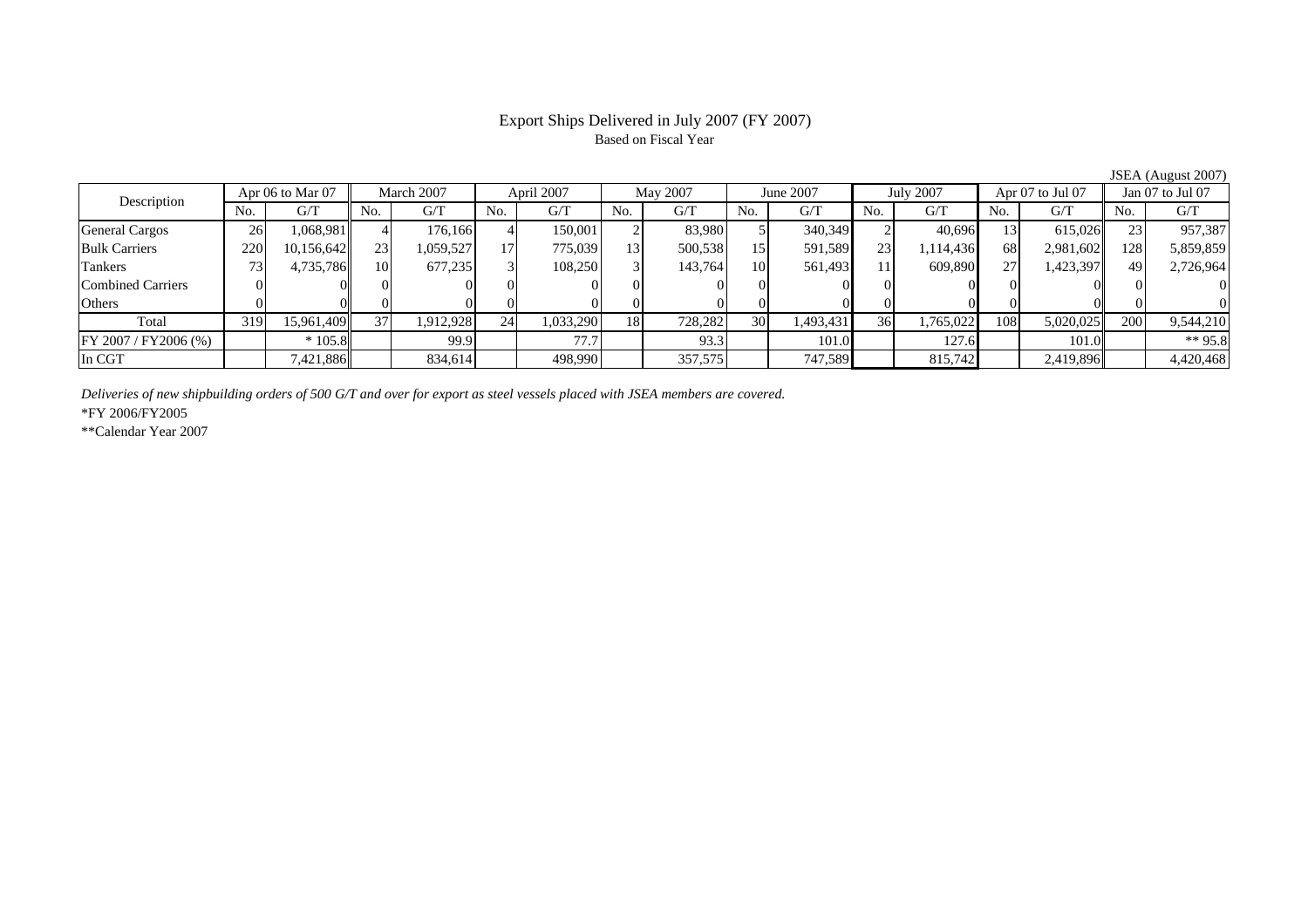# Export Ships Delivered in July 2007 (FY 2007)

Based on Fiscal Year

JSEA (August 2007)

| Description | Apr 06 to Mar 07 | | March 2007 | | April 2007 | | May 2007 | | June 2007 | | July 2007 | | Apr 07 to Jul 07 | | Jan 07 to Jul 07 | |
|---|---|---|---|---|---|---|---|---|---|---|---|---|---|---|---|---|
| | No. | G/T | No. | G/T | No. | G/T | No. | G/T | No. | G/T | No. | G/T | No. | G/T | No. | G/T |
| General Cargos | 26 | 1,068,981 | 4 | 176,166 | 4 | 150,001 | 2 | 83,980 | 5 | 340,349 | 2 | 40,696 | 13 | 615,026 | 23 | 957,387 |
| Bulk Carriers | 220 | 10,156,642 | 23 | 1,059,527 | 17 | 775,039 | 13 | 500,538 | 15 | 591,589 | 23 | 1,114,436 | 68 | 2,981,602 | 128 | 5,859,859 |
| Tankers | 73 | 4,735,786 | 10 | 677,235 | 3 | 108,250 | 3 | 143,764 | 10 | 561,493 | 11 | 609,890 | 27 | 1,423,397 | 49 | 2,726,964 |
| Combined Carriers | 0 | 0 | 0 | 0 | 0 | 0 | 0 | 0 | 0 | 0 | 0 | 0 | 0 | 0 | 0 | 0 |
| Others | 0 | 0 | 0 | 0 | 0 | 0 | 0 | 0 | 0 | 0 | 0 | 0 | 0 | 0 | 0 | 0 |
| Total | 319 | 15,961,409 | 37 | 1,912,928 | 24 | 1,033,290 | 18 | 728,282 | 30 | 1,493,431 | 36 | 1,765,022 | 108 | 5,020,025 | 200 | 9,544,210 |
| FY 2007 / FY2006 (%) | | * 105.8 | | 99.9 | | 77.7 | | 93.3 | | 101.0 | | 127.6 | | 101.0 | | ** 95.8 |
| In CGT | | 7,421,886 | | 834,614 | | 498,990 | | 357,575 | | 747,589 | | 815,742 | | 2,419,896 | | 4,420,468 |

*Deliveries of new shipbuilding orders of 500 G/T and over for export as steel vessels placed with JSEA members are covered.*

*FY 2006/FY2005

**Calendar Year 2007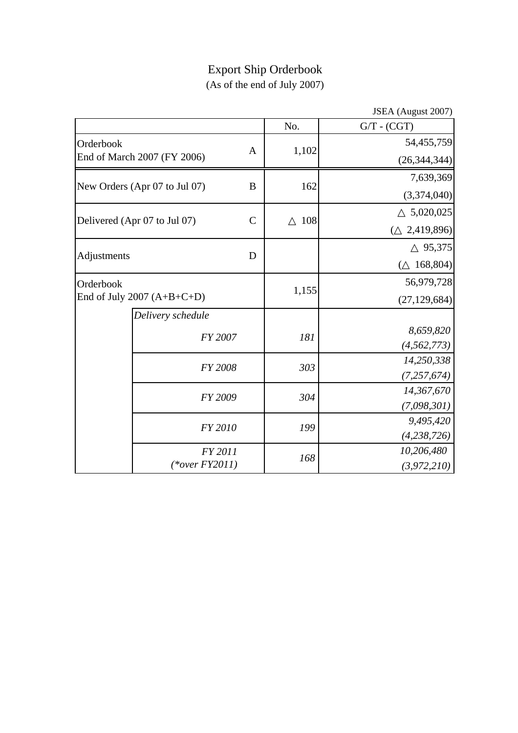# Export Ship Orderbook

(As of the end of July 2007)

JSEA (August 2007)

| | | | No. | G/T - (CGT) |
|---|---|---|---|---|
| Orderbook<br>End of March 2007 (FY 2006) | | A | 1,102 | 54,455,759<br>(26,344,344) |
| New Orders (Apr 07 to Jul 07) | | B | 162 | 7,639,369<br>(3,374,040) |
| Delivered (Apr 07 to Jul 07) | | C | △ 108 | △ 5,020,025<br>(△ 2,419,896) |
| Adjustments | | D | | △ 95,375<br>(△ 168,804) |
| Orderbook<br>End of July 2007 (A+B+C+D) | | | 1,155 | 56,979,728<br>(27,129,684) |
| | *Delivery schedule*<br>*FY 2007* | | *181* | *8,659,820*<br>*(4,562,773)* |
| | *FY 2008* | | *303* | *14,250,338*<br>*(7,257,674)* |
| | *FY 2009* | | *304* | *14,367,670*<br>*(7,098,301)* |
| | *FY 2010* | | *199* | *9,495,420*<br>*(4,238,726)* |
| | *FY 2011*<br>*(*over FY2011)* | | *168* | *10,206,480*<br>*(3,972,210)* |